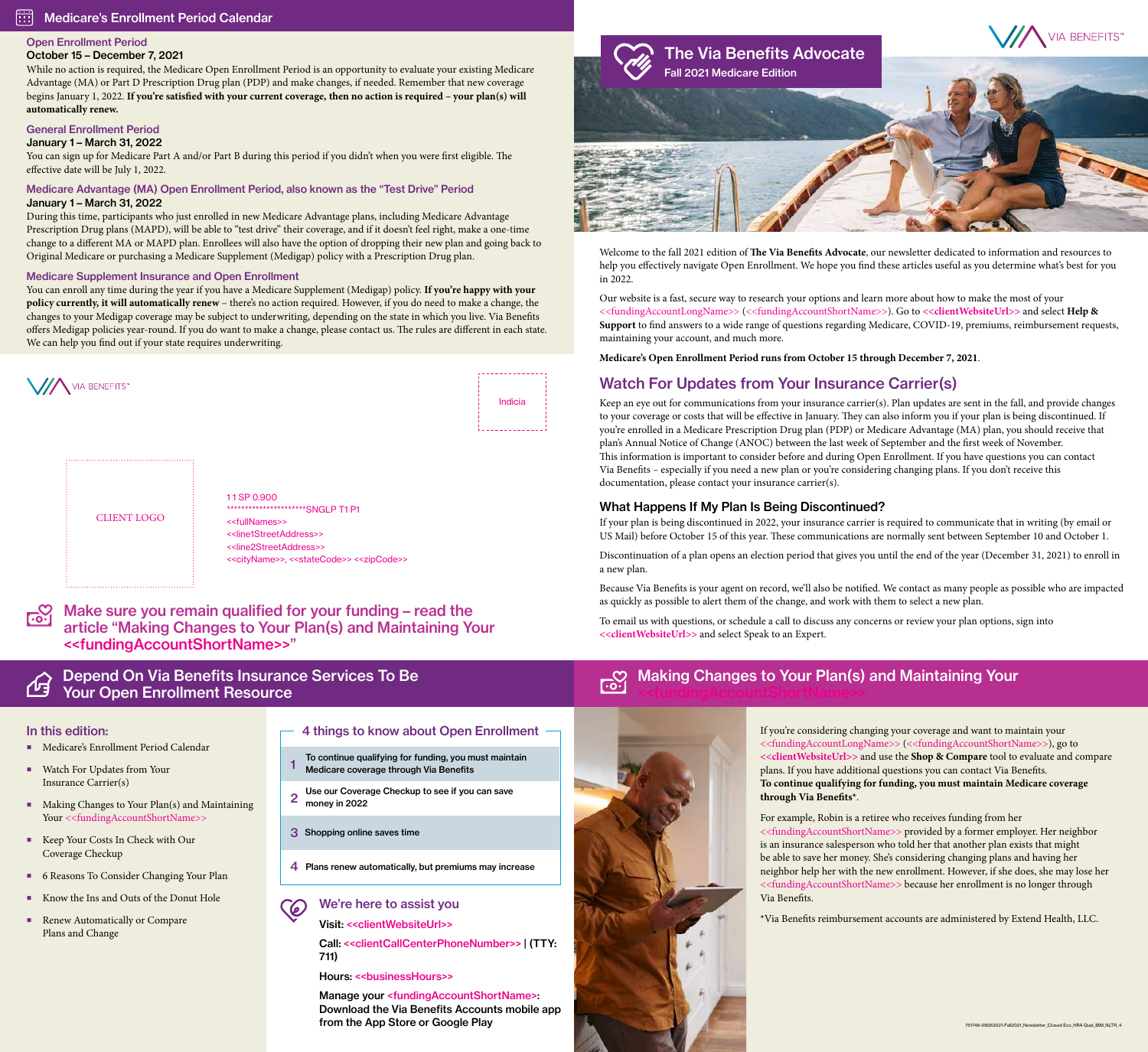# The Via Benefits Advocate

Fall 2021 Medicare Edition

VIA BENEFITS℠

Welcome to the fall 2021 edition of **The Via Benefits Advocate**, our newsletter dedicated to information and resources to help you effectively navigate Open Enrollment. We hope you find these articles useful as you determine what's best for you in 2022.

Our website is a fast, secure way to research your options and learn more about how to make the most of your <<fundingAccountLongName>> (<<fundingAccountShortName>>). Go to **<<clientWebsiteUrl>>** and select **Help & Support** to find answers to a wide range of questions regarding Medicare, COVID-19, premiums, reimbursement requests, maintaining your account, and much more.

**Medicare's Open Enrollment Period runs from October 15 through December 7, 2021**.

## Watch For Updates from Your Insurance Carrier(s)

Keep an eye out for communications from your insurance carrier(s). Plan updates are sent in the fall, and provide changes to your coverage or costs that will be effective in January. They can also inform you if your plan is being discontinued. If you're enrolled in a Medicare Prescription Drug plan (PDP) or Medicare Advantage (MA) plan, you should receive that plan's Annual Notice of Change (ANOC) between the last week of September and the first week of November. This information is important to consider before and during Open Enrollment. If you have questions you can contact Via Benefits – especially if you need a new plan or you're considering changing plans. If you don't receive this documentation, please contact your insurance carrier(s).

### What Happens If My Plan Is Being Discontinued?

If your plan is being discontinued in 2022, your insurance carrier is required to communicate that in writing (by email or US Mail) before October 15 of this year. These communications are normally sent between September 10 and October 1.

Discontinuation of a plan opens an election period that gives you until the end of the year (December 31, 2021) to enroll in a new plan.

Because Via Benefits is your agent on record, we'll also be notified. We contact as many people as possible who are impacted as quickly as possible to alert them of the change, and work with them to select a new plan.

To email us with questions, or schedule a call to discuss any concerns or review your plan options, sign into <<clientWebsiteUrl>> and select Speak to an Expert.

## Medicare's Enrollment Period Calendar

### Open Enrollment Period

**October 15 – December 7, 2021**

While no action is required, the Medicare Open Enrollment Period is an opportunity to evaluate your existing Medicare Advantage (MA) or Part D Prescription Drug plan (PDP) and make changes, if needed. Remember that new coverage begins January 1, 2022. **If you're satisfied with your current coverage, then no action is required – your plan(s) will automatically renew.**

### General Enrollment Period

**January 1 – March 31, 2022**

You can sign up for Medicare Part A and/or Part B during this period if you didn't when you were first eligible. The effective date will be July 1, 2022.

### Medicare Advantage (MA) Open Enrollment Period, also known as the "Test Drive" Period

**January 1 – March 31, 2022**

During this time, participants who just enrolled in new Medicare Advantage plans, including Medicare Advantage Prescription Drug plans (MAPD), will be able to "test drive" their coverage, and if it doesn't feel right, make a one-time change to a different MA or MAPD plan. Enrollees will also have the option of dropping their new plan and going back to Original Medicare or purchasing a Medicare Supplement (Medigap) policy with a Prescription Drug plan.

### Medicare Supplement Insurance and Open Enrollment

You can enroll any time during the year if you have a Medicare Supplement (Medigap) policy. **If you're happy with your policy currently, it will automatically renew** – there's no action required. However, if you do need to make a change, the changes to your Medigap coverage may be subject to underwriting, depending on the state in which you live. Via Benefits offers Medigap policies year-round. If you do want to make a change, please contact us. The rules are different in each state. We can help you find out if your state requires underwriting.

VIA BENEFITS℠

Indicia

CLIENT LOGO

11 SP 0.900
**********************SNGLP T1 P1
<<fullNames>>
<<line1StreetAddress>>
<<line2StreetAddress>>
<<cityName>>, <<stateCode>> <<zipCode>>

**Make sure you remain qualified for your funding – read the article "Making Changes to Your Plan(s) and Maintaining Your <<fundingAccountShortName>>"**

## Depend On Via Benefits Insurance Services To Be Your Open Enrollment Resource

### In this edition:

- Medicare's Enrollment Period Calendar
- Watch For Updates from Your Insurance Carrier(s)
- Making Changes to Your Plan(s) and Maintaining Your <<fundingAccountShortName>>
- Keep Your Costs In Check with Our Coverage Checkup
- 6 Reasons To Consider Changing Your Plan
- Know the Ins and Outs of the Donut Hole
- Renew Automatically or Compare Plans and Change

### 4 things to know about Open Enrollment

1. To continue qualifying for funding, you must maintain Medicare coverage through Via Benefits
2. Use our Coverage Checkup to see if you can save money in 2022
3. Shopping online saves time
4. Plans renew automatically, but premiums may increase

### We're here to assist you

Visit: <<clientWebsiteUrl>>

Call: <<clientCallCenterPhoneNumber>> | (TTY: 711)

Hours: <<businessHours>>

Manage your <fundingAccountShortName>: Download the Via Benefits Accounts mobile app from the App Store or Google Play

## Making Changes to Your Plan(s) and Maintaining Your <<fundingAccountShortName>>

If you're considering changing your coverage and want to maintain your <<fundingAccountLongName>> (<<fundingAccountShortName>>), go to **<<clientWebsiteUrl>>** and use the **Shop & Compare** tool to evaluate and compare plans. If you have additional questions you can contact Via Benefits. **To continue qualifying for funding, you must maintain Medicare coverage through Via Benefits***.

For example, Robin is a retiree who receives funding from her <<fundingAccountShortName>> provided by a former employer. Her neighbor is an insurance salesperson who told her that another plan exists that might be able to save her money. She's considering changing plans and having her neighbor help her with the new enrollment. However, if she does, she may lose her <<fundingAccountShortName>> because her enrollment is no longer through Via Benefits.

*Via Benefits reimbursement accounts are administered by Extend Health, LLC.

761748-08062021-Fall2021_Newsletter_Closed Eco_HRA Qual_IBM_NLTR_4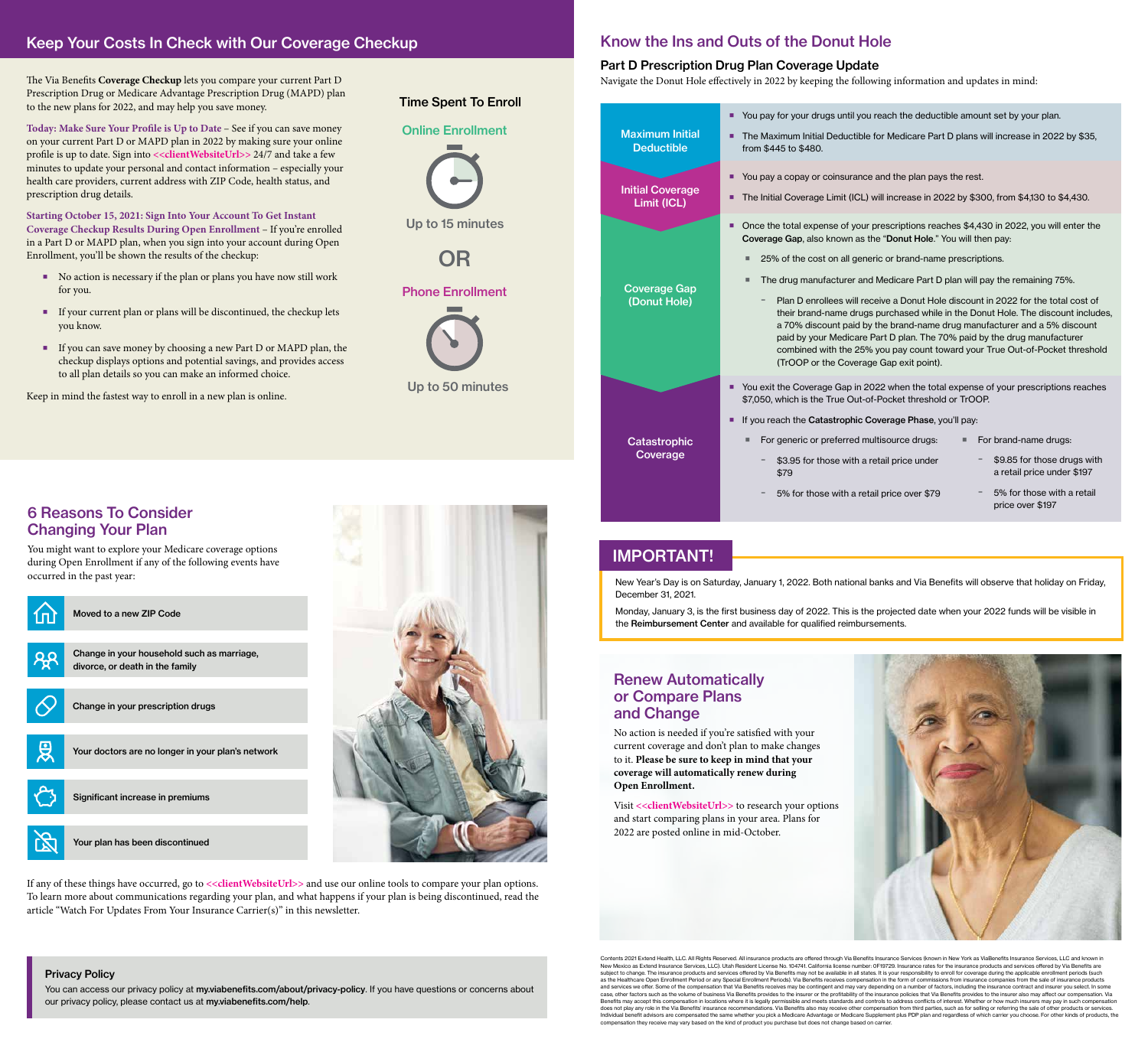## Keep Your Costs In Check with Our Coverage Checkup

The Via Benefits **Coverage Checkup** lets you compare your current Part D Prescription Drug or Medicare Advantage Prescription Drug (MAPD) plan to the new plans for 2022, and may help you save money.

**Today: Make Sure Your Profile is Up to Date** – See if you can save money on your current Part D or MAPD plan in 2022 by making sure your online profile is up to date. Sign into <<clientWebsiteUrl>> 24/7 and take a few minutes to update your personal and contact information – especially your health care providers, current address with ZIP Code, health status, and prescription drug details.

**Starting October 15, 2021: Sign Into Your Account To Get Instant Coverage Checkup Results During Open Enrollment** – If you're enrolled in a Part D or MAPD plan, when you sign into your account during Open Enrollment, you'll be shown the results of the checkup:

- No action is necessary if the plan or plans you have now still work for you.
- If your current plan or plans will be discontinued, the checkup lets you know.
- If you can save money by choosing a new Part D or MAPD plan, the checkup displays options and potential savings, and provides access to all plan details so you can make an informed choice.

Keep in mind the fastest way to enroll in a new plan is online.

### Time Spent To Enroll

**Online Enrollment**

Up to 15 minutes

**OR**

**Phone Enrollment**

Up to 50 minutes

## 6 Reasons To Consider Changing Your Plan

You might want to explore your Medicare coverage options during Open Enrollment if any of the following events have occurred in the past year:

- Moved to a new ZIP Code
- Change in your household such as marriage, divorce, or death in the family
- Change in your prescription drugs
- Your doctors are no longer in your plan's network
- Significant increase in premiums
- Your plan has been discontinued

If any of these things have occurred, go to <<clientWebsiteUrl>> and use our online tools to compare your plan options. To learn more about communications regarding your plan, and what happens if your plan is being discontinued, read the article "Watch For Updates From Your Insurance Carrier(s)" in this newsletter.

### Privacy Policy

You can access our privacy policy at **my.viabenefits.com/about/privacy-policy**. If you have questions or concerns about our privacy policy, please contact us at **my.viabenefits.com/help**.

## Know the Ins and Outs of the Donut Hole

### Part D Prescription Drug Plan Coverage Update

Navigate the Donut Hole effectively in 2022 by keeping the following information and updates in mind:

**Maximum Initial Deductible**

- You pay for your drugs until you reach the deductible amount set by your plan.
- The Maximum Initial Deductible for Medicare Part D plans will increase in 2022 by $35, from $445 to $480.

**Initial Coverage Limit (ICL)**

- You pay a copay or coinsurance and the plan pays the rest.
- The Initial Coverage Limit (ICL) will increase in 2022 by $300, from $4,130 to $4,430.

**Coverage Gap (Donut Hole)**

- Once the total expense of your prescriptions reaches $4,430 in 2022, you will enter the **Coverage Gap**, also known as the "**Donut Hole**." You will then pay:
  - 25% of the cost on all generic or brand-name prescriptions.
  - The drug manufacturer and Medicare Part D plan will pay the remaining 75%.
    - Plan D enrollees will receive a Donut Hole discount in 2022 for the total cost of their brand-name drugs purchased while in the Donut Hole. The discount includes, a 70% discount paid by the brand-name drug manufacturer and a 5% discount paid by your Medicare Part D plan. The 70% paid by the drug manufacturer combined with the 25% you pay count toward your True Out-of-Pocket threshold (TrOOP or the Coverage Gap exit point).

**Catastrophic Coverage**

- You exit the Coverage Gap in 2022 when the total expense of your prescriptions reaches $7,050, which is the True Out-of-Pocket threshold or TrOOP.
- If you reach the **Catastrophic Coverage Phase**, you'll pay:
  - For generic or preferred multisource drugs:
    - $3.95 for those with a retail price under $79
    - 5% for those with a retail price over $79
  - For brand-name drugs:
    - $9.85 for those drugs with a retail price under $197
    - 5% for those with a retail price over $197

## IMPORTANT!

New Year's Day is on Saturday, January 1, 2022. Both national banks and Via Benefits will observe that holiday on Friday, December 31, 2021.

Monday, January 3, is the first business day of 2022. This is the projected date when your 2022 funds will be visible in the **Reimbursement Center** and available for qualified reimbursements.

## Renew Automatically or Compare Plans and Change

No action is needed if you're satisfied with your current coverage and don't plan to make changes to it. **Please be sure to keep in mind that your coverage will automatically renew during Open Enrollment.**

Visit <<clientWebsiteUrl>> to research your options and start comparing plans in your area. Plans for 2022 are posted online in mid-October.

Contents 2021 Extend Health, LLC. All Rights Reserved. All insurance products are offered through Via Benefits Insurance Services (known in New York as ViaBenefits Insurance Services, LLC and known in New Mexico as Extend Insurance Services, LLC). Utah Resident License No. 104741. California license number: 0F19729. Insurance rates for the insurance products and services offered by Via Benefits are subject to change. The insurance products and services offered by Via Benefits may not be available in all states. It is your responsibility to enroll for coverage during the applicable enrollment periods (such as the Healthcare Open Enrollment Period or any Special Enrollment Periods). Via Benefits receives compensation in the form of commissions from insurance companies from the sale of insurance products and services we offer. Some of the compensation that Via Benefits receives may be contingent and may vary depending on a number of factors, including the insurance contract and insurer you select. In some case, other factors such as the volume of business Via Benefits provides to the insurer or the profitability of the insurance policies that Via Benefits provides to the insurer also may affect our compensation. Via Benefits may accept this compensation in locations where it is legally permissible and meets standards and controls to address conflicts of interest. Whether or how much insurers may pay in such compensation does not play any role in the Via Benefits' insurance recommendations. Via Benefits also may receive other compensation from third parties, such as for selling or referring the sale of other products or services. Individual benefit advisors are compensated the same whether you pick a Medicare Advantage or Medicare Supplement plus PDP plan and regardless of which carrier you choose. For other kinds of products, the compensation they receive may vary based on the kind of product you purchase but does not change based on carrier.